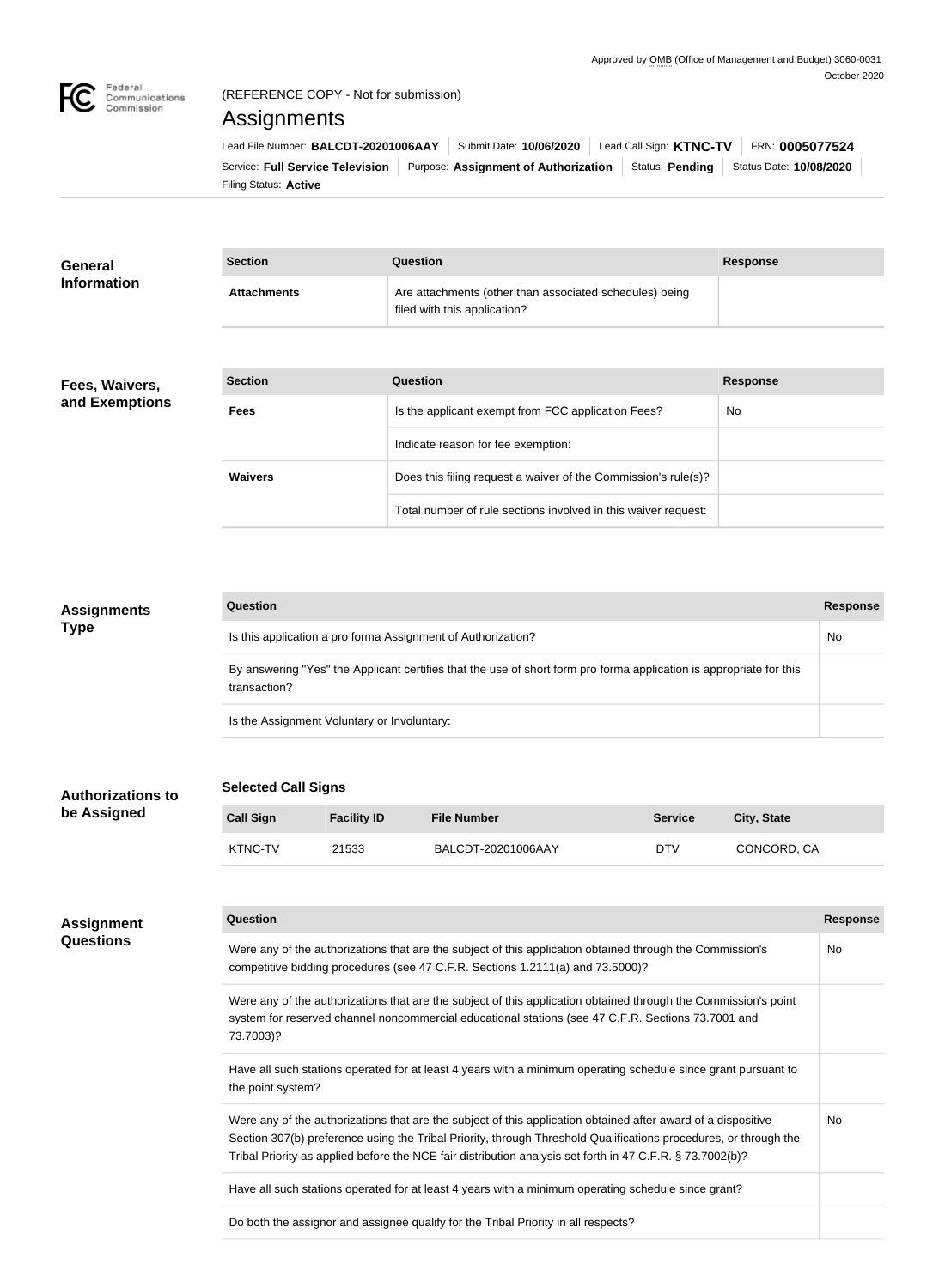Approved by OMB (Office of Management and Budget) 3060-0031
October 2020

Federal Communications Commission

(REFERENCE COPY - Not for submission)

# Assignments

Lead File Number: **BALCDT-20201006AAY** | Submit Date: **10/06/2020** | Lead Call Sign: **KTNC-TV** | FRN: **0005077524**

Service: **Full Service Television** | Purpose: **Assignment of Authorization** | Status: **Pending** | Status Date: **10/08/2020**

Filing Status: **Active**

## General Information

| Section | Question | Response |
| --- | --- | --- |
| **Attachments** | Are attachments (other than associated schedules) being filed with this application? | |

## Fees, Waivers, and Exemptions

| Section | Question | Response |
| --- | --- | --- |
| **Fees** | Is the applicant exempt from FCC application Fees? | No |
| | Indicate reason for fee exemption: | |
| **Waivers** | Does this filing request a waiver of the Commission's rule(s)? | |
| | Total number of rule sections involved in this waiver request: | |

## Assignments Type

| Question | Response |
| --- | --- |
| Is this application a pro forma Assignment of Authorization? | No |
| By answering "Yes" the Applicant certifies that the use of short form pro forma application is appropriate for this transaction? | |
| Is the Assignment Voluntary or Involuntary: | |

## Authorizations to be Assigned

### Selected Call Signs

| Call Sign | Facility ID | File Number | Service | City, State |
| --- | --- | --- | --- | --- |
| KTNC-TV | 21533 | BALCDT-20201006AAY | DTV | CONCORD, CA |

## Assignment Questions

| Question | Response |
| --- | --- |
| Were any of the authorizations that are the subject of this application obtained through the Commission's competitive bidding procedures (see 47 C.F.R. Sections 1.2111(a) and 73.5000)? | No |
| Were any of the authorizations that are the subject of this application obtained through the Commission's point system for reserved channel noncommercial educational stations (see 47 C.F.R. Sections 73.7001 and 73.7003)? | |
| Have all such stations operated for at least 4 years with a minimum operating schedule since grant pursuant to the point system? | |
| Were any of the authorizations that are the subject of this application obtained after award of a dispositive Section 307(b) preference using the Tribal Priority, through Threshold Qualifications procedures, or through the Tribal Priority as applied before the NCE fair distribution analysis set forth in 47 C.F.R. § 73.7002(b)? | No |
| Have all such stations operated for at least 4 years with a minimum operating schedule since grant? | |
| Do both the assignor and assignee qualify for the Tribal Priority in all respects? | |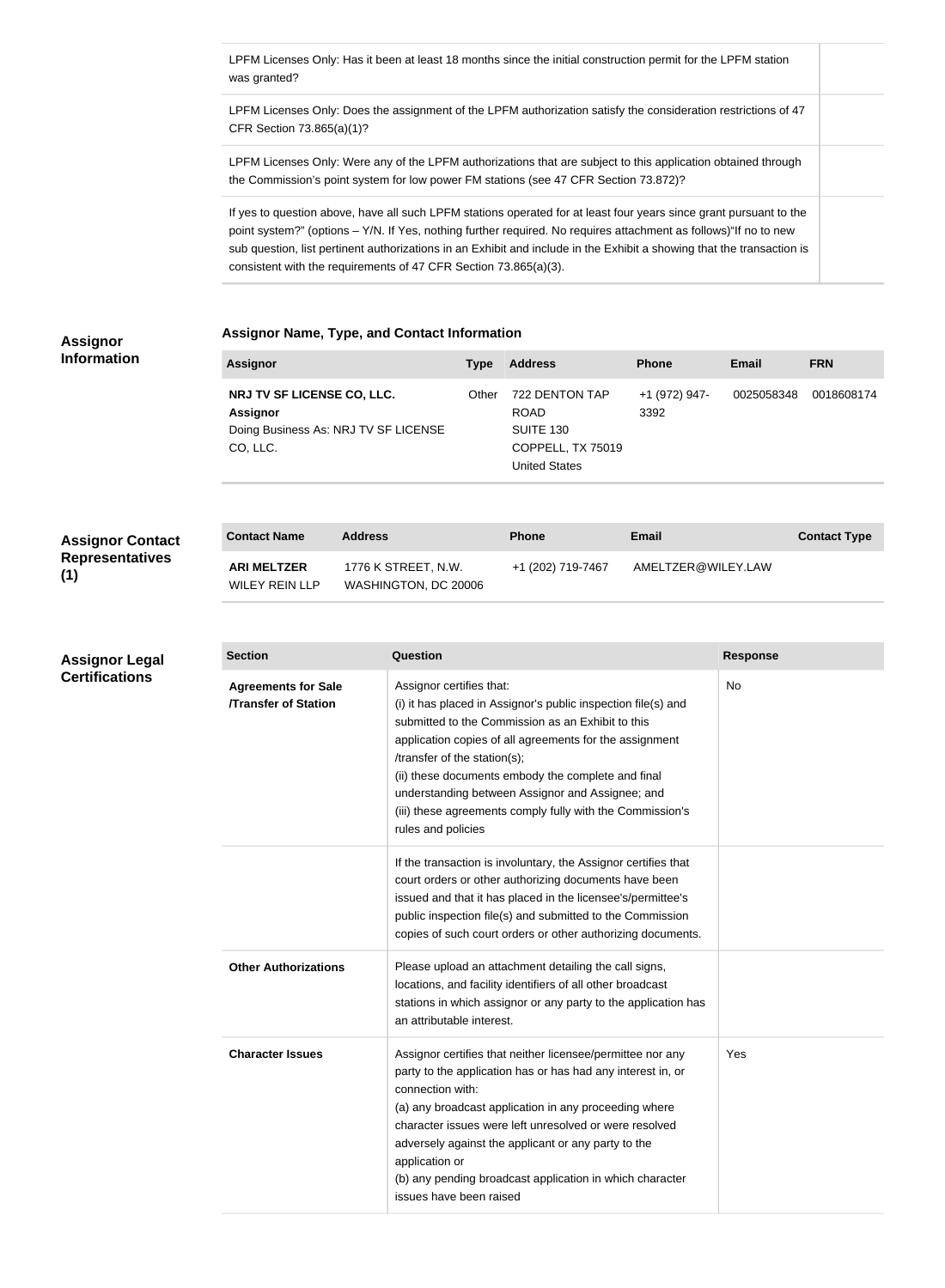| | |
|---|---|
| LPFM Licenses Only: Has it been at least 18 months since the initial construction permit for the LPFM station was granted? | |
| LPFM Licenses Only: Does the assignment of the LPFM authorization satisfy the consideration restrictions of 47 CFR Section 73.865(a)(1)? | |
| LPFM Licenses Only: Were any of the LPFM authorizations that are subject to this application obtained through the Commission's point system for low power FM stations (see 47 CFR Section 73.872)? | |
| If yes to question above, have all such LPFM stations operated for at least four years since grant pursuant to the point system?" (options – Y/N. If Yes, nothing further required. No requires attachment as follows)"If no to new sub question, list pertinent authorizations in an Exhibit and include in the Exhibit a showing that the transaction is consistent with the requirements of 47 CFR Section 73.865(a)(3). | |

## Assignor Information

### Assignor Name, Type, and Contact Information

| Assignor | Type | Address | Phone | Email | FRN |
|---|---|---|---|---|---|
| **NRJ TV SF LICENSE CO, LLC.**<br>**Assignor**<br>Doing Business As: NRJ TV SF LICENSE CO, LLC. | Other | 722 DENTON TAP ROAD<br>SUITE 130<br>COPPELL, TX 75019<br>United States | +1 (972) 947-3392 | 0025058348 | 0018608174 |

## Assignor Contact Representatives (1)

| Contact Name | Address | Phone | Email | Contact Type |
|---|---|---|---|---|
| **ARI MELTZER**<br>WILEY REIN LLP | 1776 K STREET, N.W.<br>WASHINGTON, DC 20006 | +1 (202) 719-7467 | AMELTZER@WILEY.LAW | |

## Assignor Legal Certifications

| Section | Question | Response |
|---|---|---|
| **Agreements for Sale /Transfer of Station** | Assignor certifies that:<br>(i) it has placed in Assignor's public inspection file(s) and submitted to the Commission as an Exhibit to this application copies of all agreements for the assignment /transfer of the station(s);<br>(ii) these documents embody the complete and final understanding between Assignor and Assignee; and<br>(iii) these agreements comply fully with the Commission's rules and policies | No |
| | If the transaction is involuntary, the Assignor certifies that court orders or other authorizing documents have been issued and that it has placed in the licensee's/permittee's public inspection file(s) and submitted to the Commission copies of such court orders or other authorizing documents. | |
| **Other Authorizations** | Please upload an attachment detailing the call signs, locations, and facility identifiers of all other broadcast stations in which assignor or any party to the application has an attributable interest. | |
| **Character Issues** | Assignor certifies that neither licensee/permittee nor any party to the application has or has had any interest in, or connection with:<br>(a) any broadcast application in any proceeding where character issues were left unresolved or were resolved adversely against the applicant or any party to the application or<br>(b) any pending broadcast application in which character issues have been raised | Yes |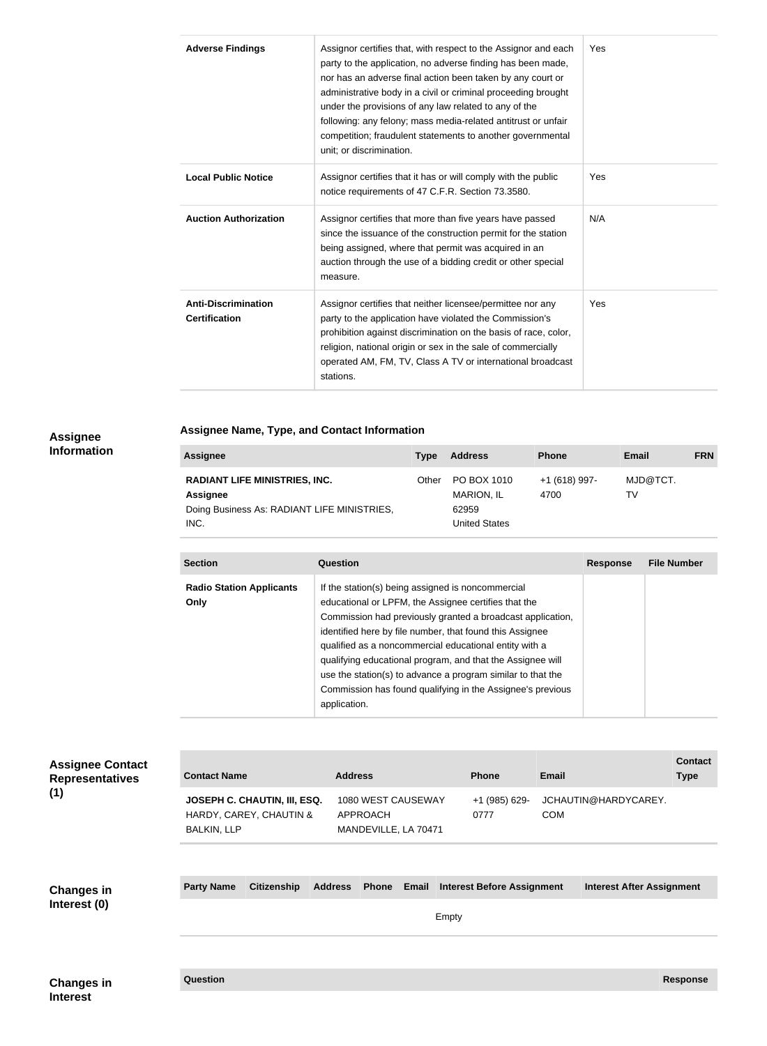| | | |
|---|---|---|
| **Adverse Findings** | Assignor certifies that, with respect to the Assignor and each party to the application, no adverse finding has been made, nor has an adverse final action been taken by any court or administrative body in a civil or criminal proceeding brought under the provisions of any law related to any of the following: any felony; mass media-related antitrust or unfair competition; fraudulent statements to another governmental unit; or discrimination. | Yes |
| **Local Public Notice** | Assignor certifies that it has or will comply with the public notice requirements of 47 C.F.R. Section 73.3580. | Yes |
| **Auction Authorization** | Assignor certifies that more than five years have passed since the issuance of the construction permit for the station being assigned, where that permit was acquired in an auction through the use of a bidding credit or other special measure. | N/A |
| **Anti-Discrimination Certification** | Assignor certifies that neither licensee/permittee nor any party to the application have violated the Commission's prohibition against discrimination on the basis of race, color, religion, national origin or sex in the sale of commercially operated AM, FM, TV, Class A TV or international broadcast stations. | Yes |

## Assignee Information

### Assignee Name, Type, and Contact Information

| Assignee | Type | Address | Phone | Email | FRN |
|---|---|---|---|---|---|
| **RADIANT LIFE MINISTRIES, INC.** **Assignee** Doing Business As: RADIANT LIFE MINISTRIES, INC. | Other | PO BOX 1010 MARION, IL 62959 United States | +1 (618) 997-4700 | MJD@TCT.TV | |

| Section | Question | Response | File Number |
|---|---|---|---|
| **Radio Station Applicants Only** | If the station(s) being assigned is noncommercial educational or LPFM, the Assignee certifies that the Commission had previously granted a broadcast application, identified here by file number, that found this Assignee qualified as a noncommercial educational entity with a qualifying educational program, and that the Assignee will use the station(s) to advance a program similar to that the Commission has found qualifying in the Assignee's previous application. | | |

## Assignee Contact Representatives (1)

| Contact Name | Address | Phone | Email | Contact Type |
|---|---|---|---|---|
| **JOSEPH C. CHAUTIN, III, ESQ.** HARDY, CAREY, CHAUTIN & BALKIN, LLP | 1080 WEST CAUSEWAY APPROACH MANDEVILLE, LA 70471 | +1 (985) 629-0777 | JCHAUTIN@HARDYCAREY.COM | |

## Changes in Interest (0)

| Party Name | Citizenship | Address | Phone | Email | Interest Before Assignment | Interest After Assignment |
|---|---|---|---|---|---|---|
| Empty | | | | | | |

## Changes in Interest

| Question | Response |
|---|---|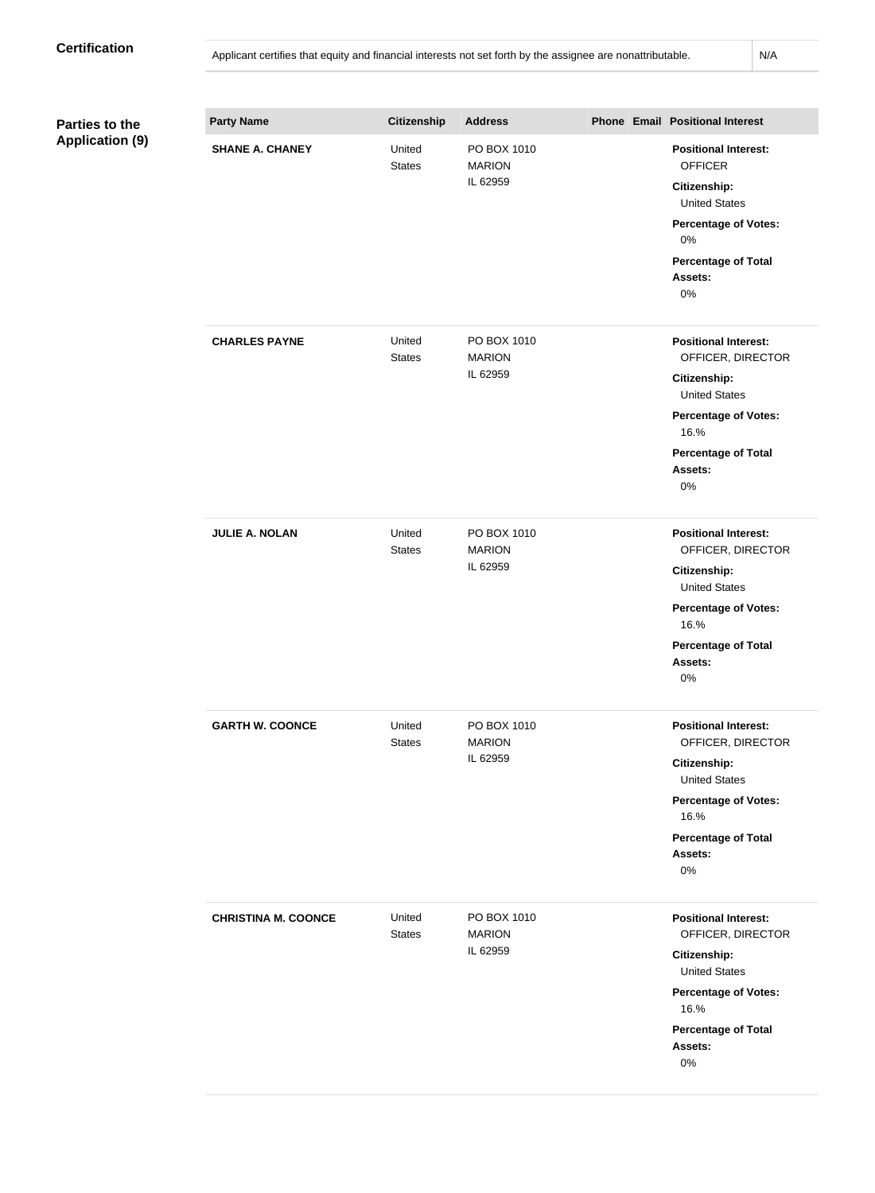**Certification**

| Applicant certifies that equity and financial interests not set forth by the assignee are nonattributable. | N/A |
|---|---|

**Parties to the Application (9)**

| Party Name | Citizenship | Address | Phone | Email | Positional Interest |
|---|---|---|---|---|---|
| **SHANE A. CHANEY** | United States | PO BOX 1010 MARION IL 62959 | | | **Positional Interest:** OFFICER **Citizenship:** United States **Percentage of Votes:** 0% **Percentage of Total Assets:** 0% |
| **CHARLES PAYNE** | United States | PO BOX 1010 MARION IL 62959 | | | **Positional Interest:** OFFICER, DIRECTOR **Citizenship:** United States **Percentage of Votes:** 16.% **Percentage of Total Assets:** 0% |
| **JULIE A. NOLAN** | United States | PO BOX 1010 MARION IL 62959 | | | **Positional Interest:** OFFICER, DIRECTOR **Citizenship:** United States **Percentage of Votes:** 16.% **Percentage of Total Assets:** 0% |
| **GARTH W. COONCE** | United States | PO BOX 1010 MARION IL 62959 | | | **Positional Interest:** OFFICER, DIRECTOR **Citizenship:** United States **Percentage of Votes:** 16.% **Percentage of Total Assets:** 0% |
| **CHRISTINA M. COONCE** | United States | PO BOX 1010 MARION IL 62959 | | | **Positional Interest:** OFFICER, DIRECTOR **Citizenship:** United States **Percentage of Votes:** 16.% **Percentage of Total Assets:** 0% |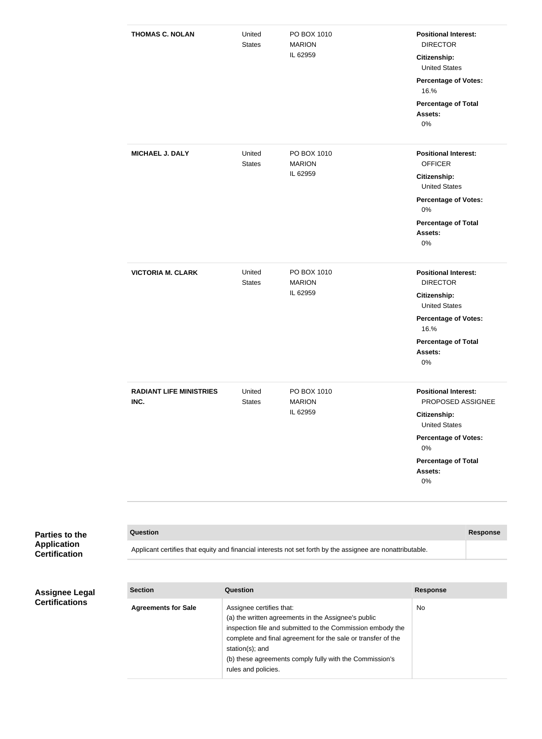| | | | |
|---|---|---|---|
| **THOMAS C. NOLAN** | United States | PO BOX 1010 MARION IL 62959 | **Positional Interest:** DIRECTOR **Citizenship:** United States **Percentage of Votes:** 16.% **Percentage of Total Assets:** 0% |
| **MICHAEL J. DALY** | United States | PO BOX 1010 MARION IL 62959 | **Positional Interest:** OFFICER **Citizenship:** United States **Percentage of Votes:** 0% **Percentage of Total Assets:** 0% |
| **VICTORIA M. CLARK** | United States | PO BOX 1010 MARION IL 62959 | **Positional Interest:** DIRECTOR **Citizenship:** United States **Percentage of Votes:** 16.% **Percentage of Total Assets:** 0% |
| **RADIANT LIFE MINISTRIES INC.** | United States | PO BOX 1010 MARION IL 62959 | **Positional Interest:** PROPOSED ASSIGNEE **Citizenship:** United States **Percentage of Votes:** 0% **Percentage of Total Assets:** 0% |

**Parties to the Application Certification**

| Question | Response |
|---|---|
| Applicant certifies that equity and financial interests not set forth by the assignee are nonattributable. | |

**Assignee Legal Certifications**

| Section | Question | Response |
|---|---|---|
| **Agreements for Sale** | Assignee certifies that: (a) the written agreements in the Assignee's public inspection file and submitted to the Commission embody the complete and final agreement for the sale or transfer of the station(s); and (b) these agreements comply fully with the Commission's rules and policies. | No |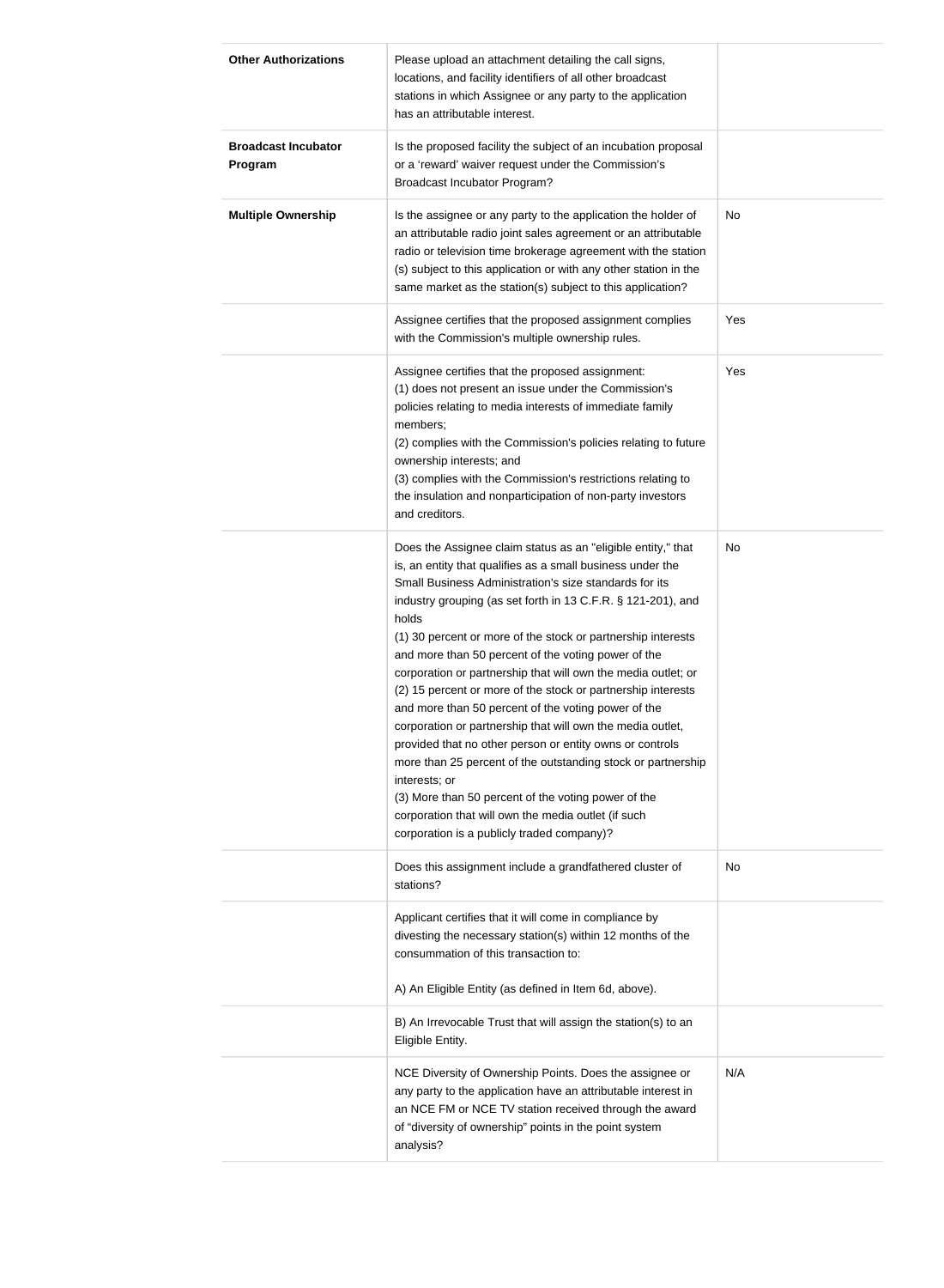| | | |
|---|---|---|
| **Other Authorizations** | Please upload an attachment detailing the call signs, locations, and facility identifiers of all other broadcast stations in which Assignee or any party to the application has an attributable interest. | |
| **Broadcast Incubator Program** | Is the proposed facility the subject of an incubation proposal or a 'reward' waiver request under the Commission's Broadcast Incubator Program? | |
| **Multiple Ownership** | Is the assignee or any party to the application the holder of an attributable radio joint sales agreement or an attributable radio or television time brokerage agreement with the station (s) subject to this application or with any other station in the same market as the station(s) subject to this application? | No |
| | Assignee certifies that the proposed assignment complies with the Commission's multiple ownership rules. | Yes |
| | Assignee certifies that the proposed assignment:<br>(1) does not present an issue under the Commission's policies relating to media interests of immediate family members;<br>(2) complies with the Commission's policies relating to future ownership interests; and<br>(3) complies with the Commission's restrictions relating to the insulation and nonparticipation of non-party investors and creditors. | Yes |
| | Does the Assignee claim status as an "eligible entity," that is, an entity that qualifies as a small business under the Small Business Administration's size standards for its industry grouping (as set forth in 13 C.F.R. § 121-201), and holds<br>(1) 30 percent or more of the stock or partnership interests and more than 50 percent of the voting power of the corporation or partnership that will own the media outlet; or<br>(2) 15 percent or more of the stock or partnership interests and more than 50 percent of the voting power of the corporation or partnership that will own the media outlet, provided that no other person or entity owns or controls more than 25 percent of the outstanding stock or partnership interests; or<br>(3) More than 50 percent of the voting power of the corporation that will own the media outlet (if such corporation is a publicly traded company)? | No |
| | Does this assignment include a grandfathered cluster of stations? | No |
| | Applicant certifies that it will come in compliance by divesting the necessary station(s) within 12 months of the consummation of this transaction to:<br><br>A) An Eligible Entity (as defined in Item 6d, above). | |
| | B) An Irrevocable Trust that will assign the station(s) to an Eligible Entity. | |
| | NCE Diversity of Ownership Points. Does the assignee or any party to the application have an attributable interest in an NCE FM or NCE TV station received through the award of "diversity of ownership" points in the point system analysis? | N/A |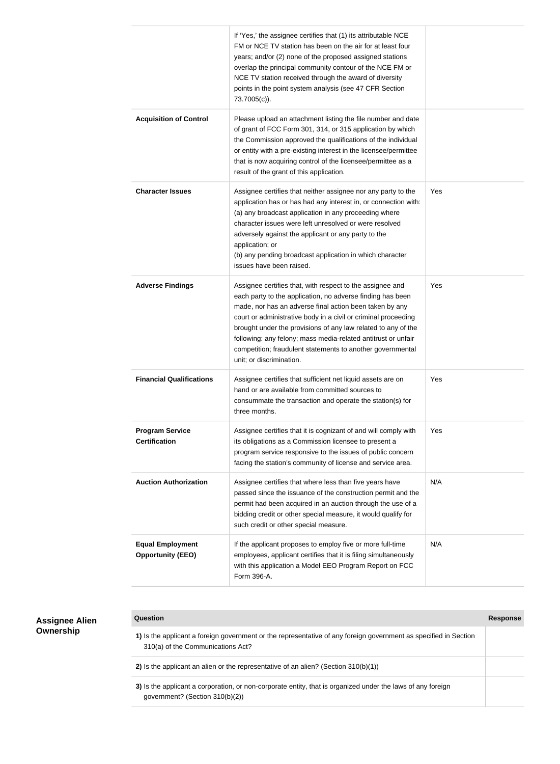| | | |
|---|---|---|
| | If 'Yes,' the assignee certifies that (1) its attributable NCE FM or NCE TV station has been on the air for at least four years; and/or (2) none of the proposed assigned stations overlap the principal community contour of the NCE FM or NCE TV station received through the award of diversity points in the point system analysis (see 47 CFR Section 73.7005(c)). | |
| **Acquisition of Control** | Please upload an attachment listing the file number and date of grant of FCC Form 301, 314, or 315 application by which the Commission approved the qualifications of the individual or entity with a pre-existing interest in the licensee/permittee that is now acquiring control of the licensee/permittee as a result of the grant of this application. | |
| **Character Issues** | Assignee certifies that neither assignee nor any party to the application has or has had any interest in, or connection with: (a) any broadcast application in any proceeding where character issues were left unresolved or were resolved adversely against the applicant or any party to the application; or<br>(b) any pending broadcast application in which character issues have been raised. | Yes |
| **Adverse Findings** | Assignee certifies that, with respect to the assignee and each party to the application, no adverse finding has been made, nor has an adverse final action been taken by any court or administrative body in a civil or criminal proceeding brought under the provisions of any law related to any of the following: any felony; mass media-related antitrust or unfair competition; fraudulent statements to another governmental unit; or discrimination. | Yes |
| **Financial Qualifications** | Assignee certifies that sufficient net liquid assets are on hand or are available from committed sources to consummate the transaction and operate the station(s) for three months. | Yes |
| **Program Service Certification** | Assignee certifies that it is cognizant of and will comply with its obligations as a Commission licensee to present a program service responsive to the issues of public concern facing the station's community of license and service area. | Yes |
| **Auction Authorization** | Assignee certifies that where less than five years have passed since the issuance of the construction permit and the permit had been acquired in an auction through the use of a bidding credit or other special measure, it would qualify for such credit or other special measure. | N/A |
| **Equal Employment Opportunity (EEO)** | If the applicant proposes to employ five or more full-time employees, applicant certifies that it is filing simultaneously with this application a Model EEO Program Report on FCC Form 396-A. | N/A |

## Assignee Alien Ownership

| Question | Response |
|---|---|
| **1)** Is the applicant a foreign government or the representative of any foreign government as specified in Section 310(a) of the Communications Act? | |
| **2)** Is the applicant an alien or the representative of an alien? (Section 310(b)(1)) | |
| **3)** Is the applicant a corporation, or non-corporate entity, that is organized under the laws of any foreign government? (Section 310(b)(2)) | |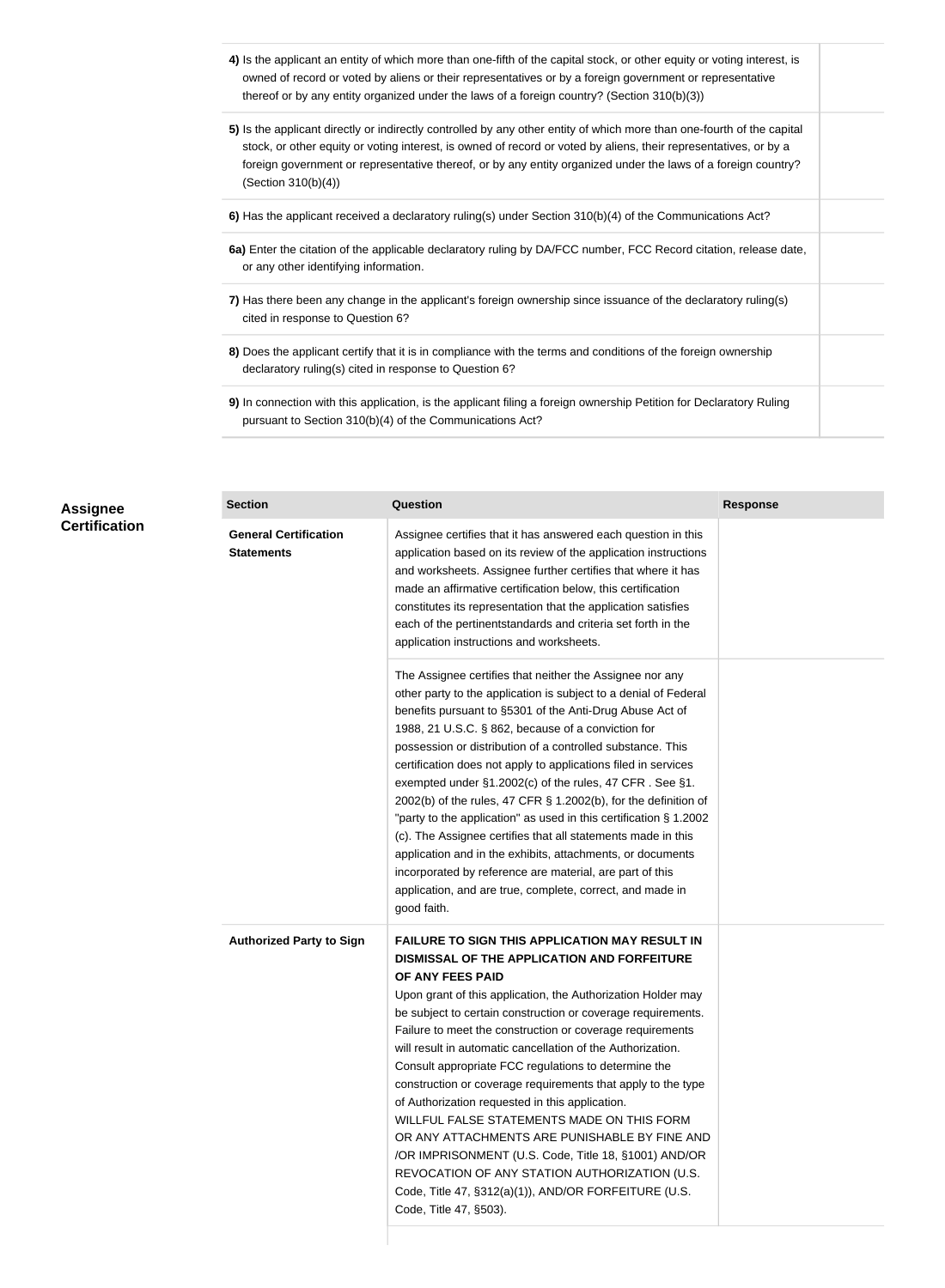| Question | Response |
|---|---|
| **4)** Is the applicant an entity of which more than one-fifth of the capital stock, or other equity or voting interest, is owned of record or voted by aliens or their representatives or by a foreign government or representative thereof or by any entity organized under the laws of a foreign country? (Section 310(b)(3)) | |
| **5)** Is the applicant directly or indirectly controlled by any other entity of which more than one-fourth of the capital stock, or other equity or voting interest, is owned of record or voted by aliens, their representatives, or by a foreign government or representative thereof, or by any entity organized under the laws of a foreign country? (Section 310(b)(4)) | |
| **6)** Has the applicant received a declaratory ruling(s) under Section 310(b)(4) of the Communications Act? | |
| **6a)** Enter the citation of the applicable declaratory ruling by DA/FCC number, FCC Record citation, release date, or any other identifying information. | |
| **7)** Has there been any change in the applicant's foreign ownership since issuance of the declaratory ruling(s) cited in response to Question 6? | |
| **8)** Does the applicant certify that it is in compliance with the terms and conditions of the foreign ownership declaratory ruling(s) cited in response to Question 6? | |
| **9)** In connection with this application, is the applicant filing a foreign ownership Petition for Declaratory Ruling pursuant to Section 310(b)(4) of the Communications Act? | |

## Assignee Certification

| Section | Question | Response |
|---|---|---|
| **General Certification Statements** | Assignee certifies that it has answered each question in this application based on its review of the application instructions and worksheets. Assignee further certifies that where it has made an affirmative certification below, this certification constitutes its representation that the application satisfies each of the pertinentstandards and criteria set forth in the application instructions and worksheets. | |
| | The Assignee certifies that neither the Assignee nor any other party to the application is subject to a denial of Federal benefits pursuant to §5301 of the Anti-Drug Abuse Act of 1988, 21 U.S.C. § 862, because of a conviction for possession or distribution of a controlled substance. This certification does not apply to applications filed in services exempted under §1.2002(c) of the rules, 47 CFR . See §1. 2002(b) of the rules, 47 CFR § 1.2002(b), for the definition of "party to the application" as used in this certification § 1.2002 (c). The Assignee certifies that all statements made in this application and in the exhibits, attachments, or documents incorporated by reference are material, are part of this application, and are true, complete, correct, and made in good faith. | |
| **Authorized Party to Sign** | **FAILURE TO SIGN THIS APPLICATION MAY RESULT IN DISMISSAL OF THE APPLICATION AND FORFEITURE OF ANY FEES PAID** Upon grant of this application, the Authorization Holder may be subject to certain construction or coverage requirements. Failure to meet the construction or coverage requirements will result in automatic cancellation of the Authorization. Consult appropriate FCC regulations to determine the construction or coverage requirements that apply to the type of Authorization requested in this application. WILLFUL FALSE STATEMENTS MADE ON THIS FORM OR ANY ATTACHMENTS ARE PUNISHABLE BY FINE AND /OR IMPRISONMENT (U.S. Code, Title 18, §1001) AND/OR REVOCATION OF ANY STATION AUTHORIZATION (U.S. Code, Title 47, §312(a)(1)), AND/OR FORFEITURE (U.S. Code, Title 47, §503). | |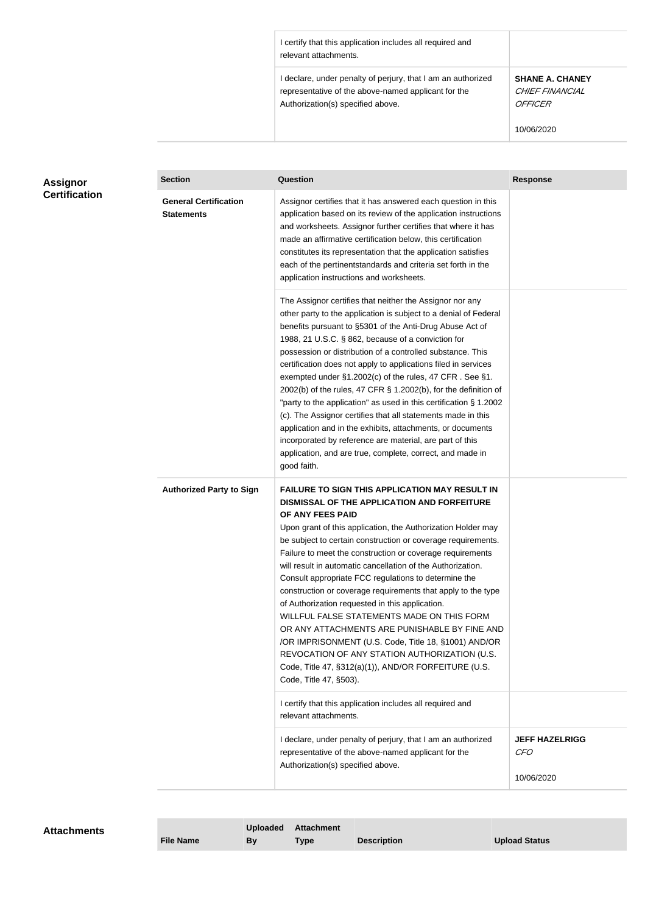| | |
|---|---|
| I certify that this application includes all required and relevant attachments. | |
| I declare, under penalty of perjury, that I am an authorized representative of the above-named applicant for the Authorization(s) specified above. | **SHANE A. CHANEY**<br>*CHIEF FINANCIAL OFFICER*<br><br>10/06/2020 |

## Assignor Certification

| Section | Question | Response |
|---|---|---|
| **General Certification Statements** | Assignor certifies that it has answered each question in this application based on its review of the application instructions and worksheets. Assignor further certifies that where it has made an affirmative certification below, this certification constitutes its representation that the application satisfies each of the pertinentstandards and criteria set forth in the application instructions and worksheets. | |
| | The Assignor certifies that neither the Assignor nor any other party to the application is subject to a denial of Federal benefits pursuant to §5301 of the Anti-Drug Abuse Act of 1988, 21 U.S.C. § 862, because of a conviction for possession or distribution of a controlled substance. This certification does not apply to applications filed in services exempted under §1.2002(c) of the rules, 47 CFR . See §1. 2002(b) of the rules, 47 CFR § 1.2002(b), for the definition of "party to the application" as used in this certification § 1.2002 (c). The Assignor certifies that all statements made in this application and in the exhibits, attachments, or documents incorporated by reference are material, are part of this application, and are true, complete, correct, and made in good faith. | |
| **Authorized Party to Sign** | **FAILURE TO SIGN THIS APPLICATION MAY RESULT IN DISMISSAL OF THE APPLICATION AND FORFEITURE OF ANY FEES PAID**<br>Upon grant of this application, the Authorization Holder may be subject to certain construction or coverage requirements. Failure to meet the construction or coverage requirements will result in automatic cancellation of the Authorization. Consult appropriate FCC regulations to determine the construction or coverage requirements that apply to the type of Authorization requested in this application.<br>WILLFUL FALSE STATEMENTS MADE ON THIS FORM OR ANY ATTACHMENTS ARE PUNISHABLE BY FINE AND /OR IMPRISONMENT (U.S. Code, Title 18, §1001) AND/OR REVOCATION OF ANY STATION AUTHORIZATION (U.S. Code, Title 47, §312(a)(1)), AND/OR FORFEITURE (U.S. Code, Title 47, §503). | |
| | I certify that this application includes all required and relevant attachments. | |
| | I declare, under penalty of perjury, that I am an authorized representative of the above-named applicant for the Authorization(s) specified above. | **JEFF HAZELRIGG**<br>*CFO*<br><br>10/06/2020 |

## Attachments

| File Name | Uploaded By | Attachment Type | Description | Upload Status |
|---|---|---|---|---|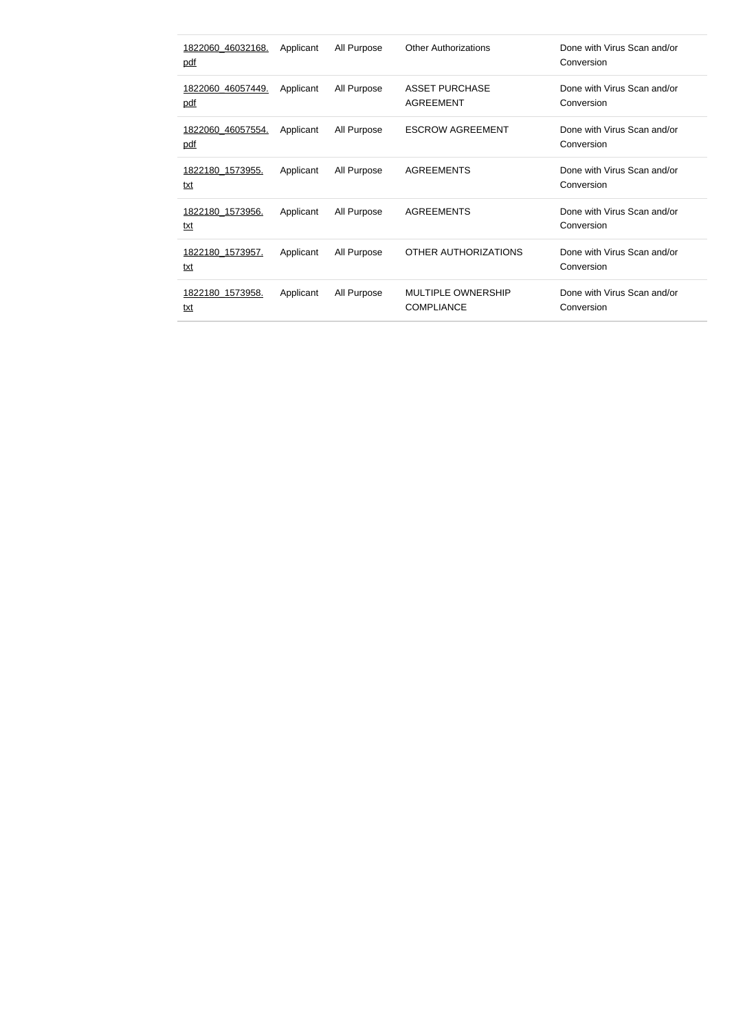| | | | | |
|---|---|---|---|---|
| 1822060_46032168.pdf | Applicant | All Purpose | Other Authorizations | Done with Virus Scan and/or Conversion |
| 1822060_46057449.pdf | Applicant | All Purpose | ASSET PURCHASE AGREEMENT | Done with Virus Scan and/or Conversion |
| 1822060_46057554.pdf | Applicant | All Purpose | ESCROW AGREEMENT | Done with Virus Scan and/or Conversion |
| 1822180_1573955.txt | Applicant | All Purpose | AGREEMENTS | Done with Virus Scan and/or Conversion |
| 1822180_1573956.txt | Applicant | All Purpose | AGREEMENTS | Done with Virus Scan and/or Conversion |
| 1822180_1573957.txt | Applicant | All Purpose | OTHER AUTHORIZATIONS | Done with Virus Scan and/or Conversion |
| 1822180_1573958.txt | Applicant | All Purpose | MULTIPLE OWNERSHIP COMPLIANCE | Done with Virus Scan and/or Conversion |